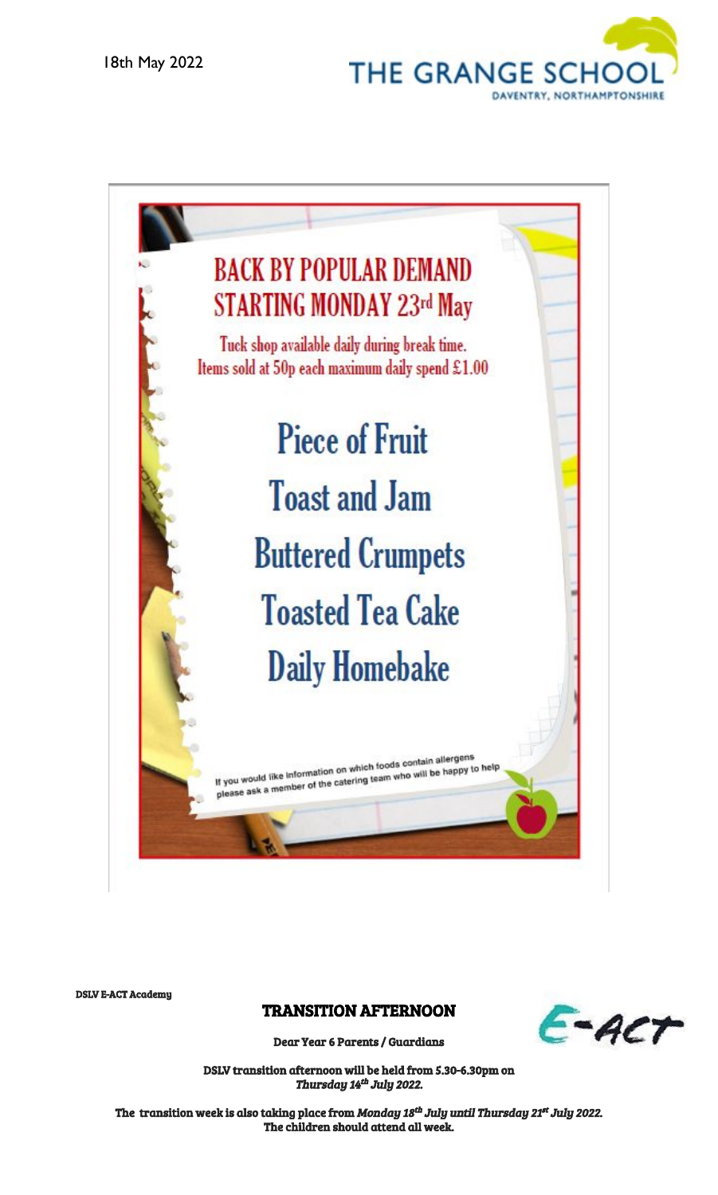18th May 2022

THE GRANGE SCHOOL

DAVENTRY, NORTHAMPTONSHIRE

# BACK BY POPULAR DEMAND
# STARTING MONDAY 23rd May

Tuck shop available daily during break time.
Items sold at 50p each maximum daily spend £1.00

## Piece of Fruit
## Toast and Jam
## Buttered Crumpets
## Toasted Tea Cake
## Daily Homebake

If you would like information on which foods contain allergens please ask a member of the catering team who will be happy to help

**DSLV E-ACT Academy**

E-ACT

## TRANSITION AFTERNOON

**Dear Year 6 Parents / Guardians**

**DSLV transition afternoon will be held from 5.30-6.30pm on *Thursday 14th July 2022.***

**The transition week is also taking place from *Monday 18th July until Thursday 21st July 2022.* The children should attend all week.**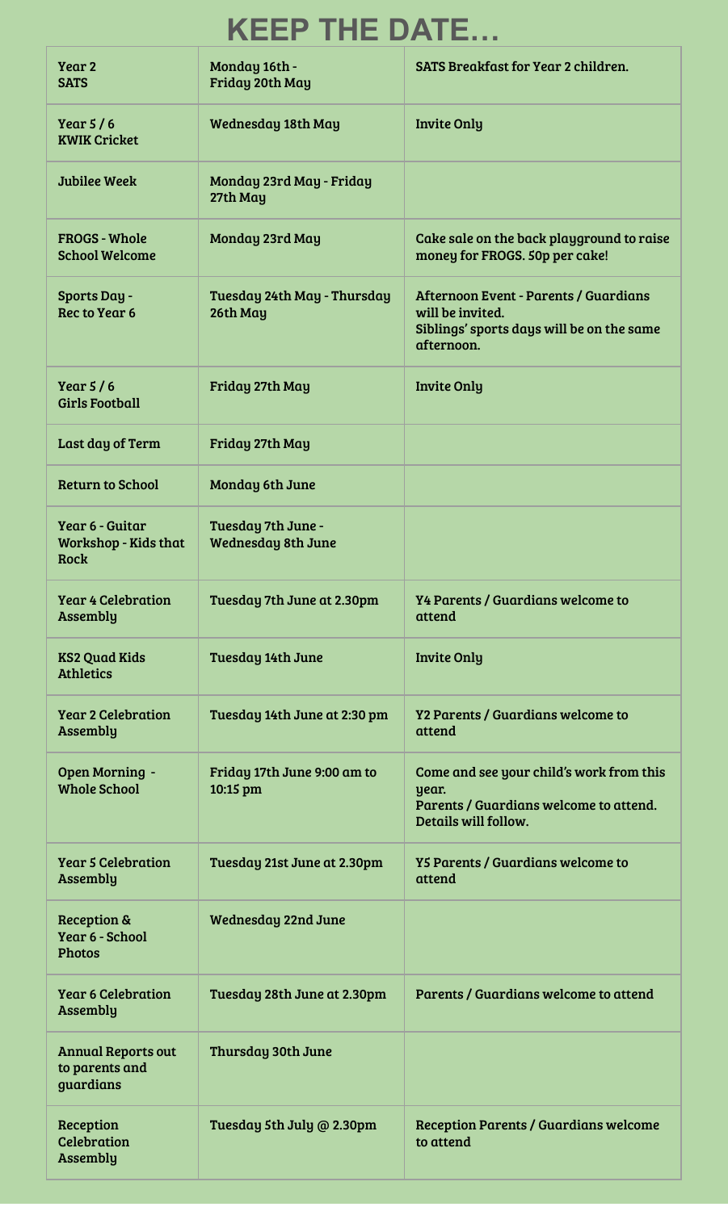# KEEP THE DATE…

| | | |
|---|---|---|
| Year 2 SATS | Monday 16th - Friday 20th May | SATS Breakfast for Year 2 children. |
| Year 5 / 6 KWIK Cricket | Wednesday 18th May | Invite Only |
| Jubilee Week | Monday 23rd May - Friday 27th May | |
| FROGS - Whole School Welcome | Monday 23rd May | Cake sale on the back playground to raise money for FROGS. 50p per cake! |
| Sports Day - Rec to Year 6 | Tuesday 24th May - Thursday 26th May | Afternoon Event - Parents / Guardians will be invited.<br>Siblings' sports days will be on the same afternoon. |
| Year 5 / 6 Girls Football | Friday 27th May | Invite Only |
| Last day of Term | Friday 27th May | |
| Return to School | Monday 6th June | |
| Year 6 - Guitar Workshop - Kids that Rock | Tuesday 7th June - Wednesday 8th June | |
| Year 4 Celebration Assembly | Tuesday 7th June at 2.30pm | Y4 Parents / Guardians welcome to attend |
| KS2 Quad Kids Athletics | Tuesday 14th June | Invite Only |
| Year 2 Celebration Assembly | Tuesday 14th June at 2:30 pm | Y2 Parents / Guardians welcome to attend |
| Open Morning - Whole School | Friday 17th June 9:00 am to 10:15 pm | Come and see your child's work from this year.<br>Parents / Guardians welcome to attend. Details will follow. |
| Year 5 Celebration Assembly | Tuesday 21st June at 2.30pm | Y5 Parents / Guardians welcome to attend |
| Reception & Year 6 - School Photos | Wednesday 22nd June | |
| Year 6 Celebration Assembly | Tuesday 28th June at 2.30pm | Parents / Guardians welcome to attend |
| Annual Reports out to parents and guardians | Thursday 30th June | |
| Reception Celebration Assembly | Tuesday 5th July @ 2.30pm | Reception Parents / Guardians welcome to attend |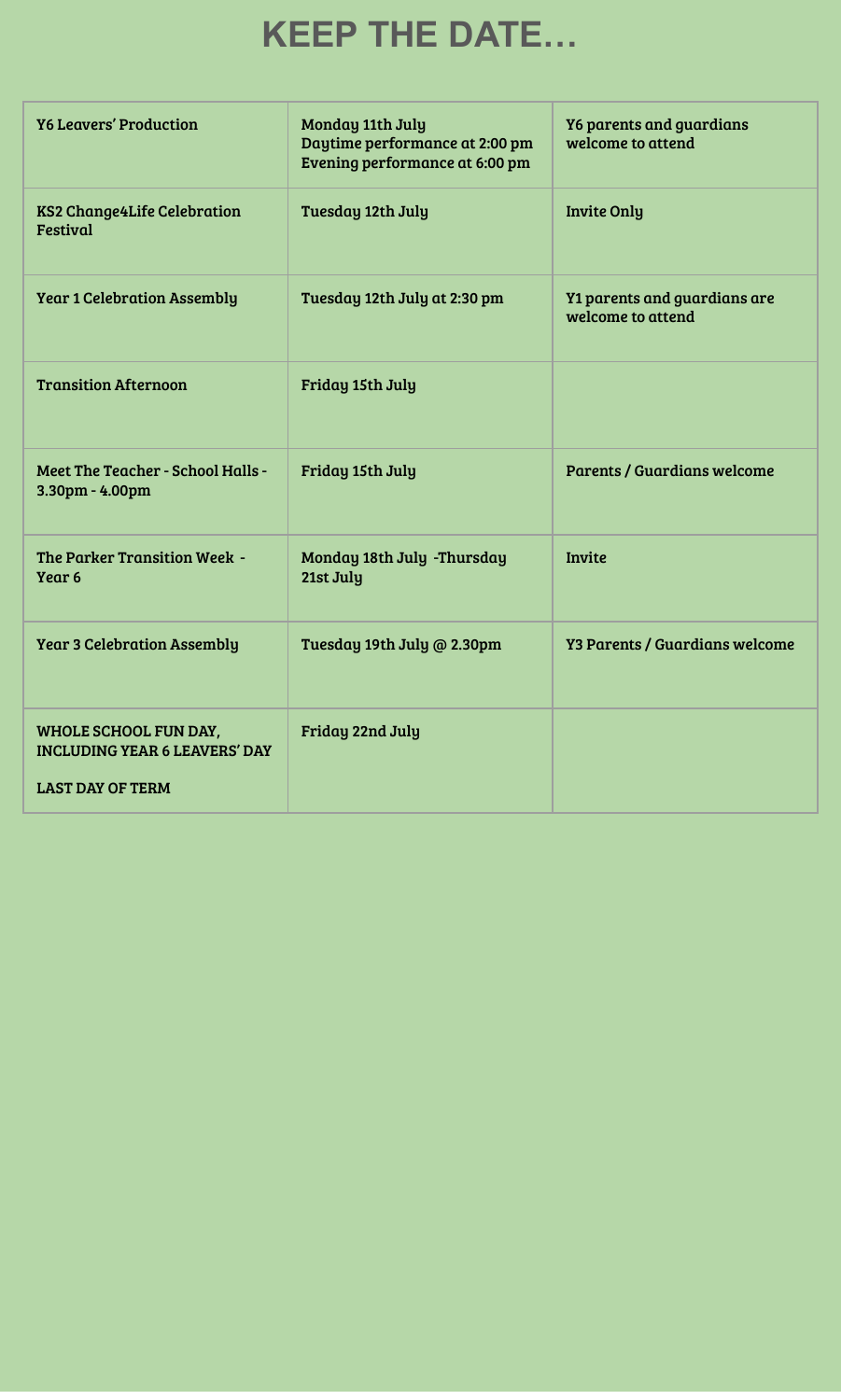# KEEP THE DATE…

| | | |
|---|---|---|
| Y6 Leavers' Production | Monday 11th July<br>Daytime performance at 2:00 pm<br>Evening performance at 6:00 pm | Y6 parents and guardians welcome to attend |
| KS2 Change4Life Celebration Festival | Tuesday 12th July | Invite Only |
| Year 1 Celebration Assembly | Tuesday 12th July at 2:30 pm | Y1 parents and guardians are welcome to attend |
| Transition Afternoon | Friday 15th July | |
| Meet The Teacher - School Halls - 3.30pm - 4.00pm | Friday 15th July | Parents / Guardians welcome |
| The Parker Transition Week - Year 6 | Monday 18th July -Thursday 21st July | Invite |
| Year 3 Celebration Assembly | Tuesday 19th July @ 2.30pm | Y3 Parents / Guardians welcome |
| WHOLE SCHOOL FUN DAY, INCLUDING YEAR 6 LEAVERS' DAY<br><br>LAST DAY OF TERM | Friday 22nd July | |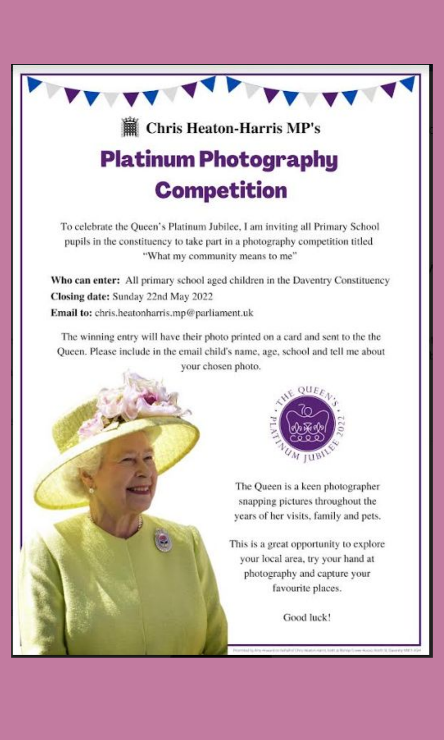Chris Heaton-Harris MP's

# Platinum Photography Competition

To celebrate the Queen's Platinum Jubilee, I am inviting all Primary School pupils in the constituency to take part in a photography competition titled "What my community means to me"

**Who can enter:** All primary school aged children in the Daventry Constituency
**Closing date:** Sunday 22nd May 2022
**Email to:** chris.heatonharris.mp@parliament.uk

The winning entry will have their photo printed on a card and sent to the the Queen. Please include in the email child's name, age, school and tell me about your chosen photo.

THE QUEEN'S PLATINUM JUBILEE 2022

The Queen is a keen photographer snapping pictures throughout the years of her visits, family and pets.

This is a great opportunity to explore your local area, try your hand at photography and capture your favourite places.

Good luck!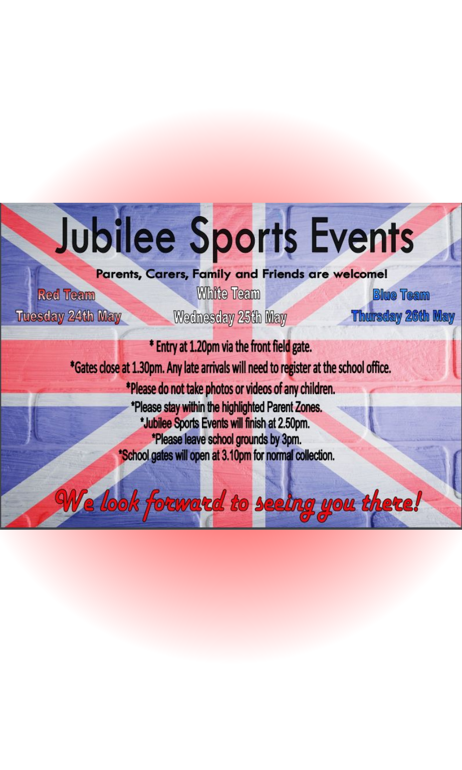# Jubilee Sports Events

**Parents, Carers, Family and Friends are welcome!**

| Red Team | White Team | Blue Team |
| --- | --- | --- |
| Tuesday 24th May | Wednesday 25th May | Thursday 26th May |

* Entry at 1.20pm via the front field gate.
*Gates close at 1.30pm. Any late arrivals will need to register at the school office.
*Please do not take photos or videos of any children.
*Please stay within the highlighted Parent Zones.
*Jubilee Sports Events will finish at 2.50pm.
*Please leave school grounds by 3pm.
*School gates will open at 3.10pm for normal collection.

*We look forward to seeing you there!*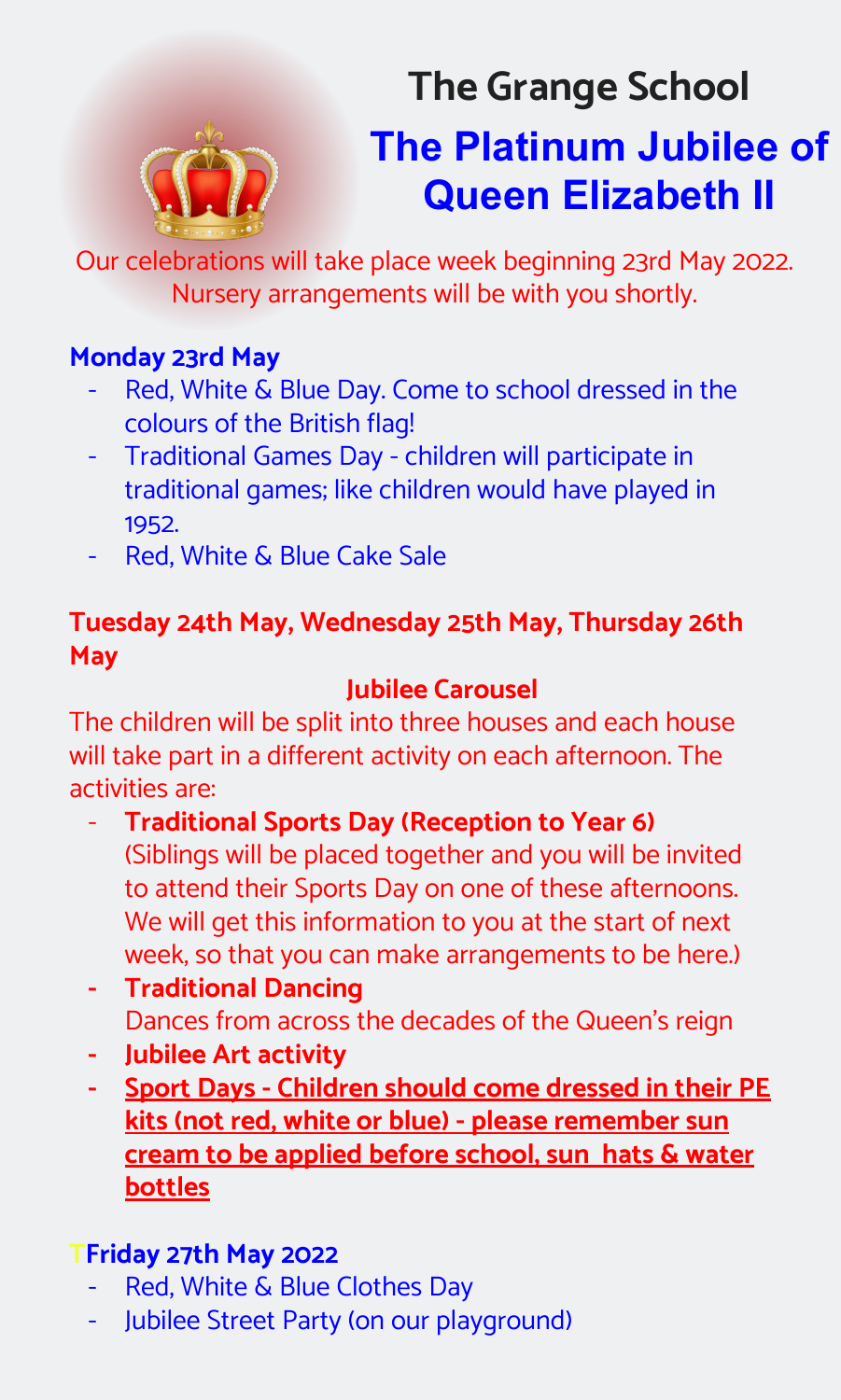# The Grange School

## The Platinum Jubilee of Queen Elizabeth II

Our celebrations will take place week beginning 23rd May 2022. Nursery arrangements will be with you shortly.

**Monday 23rd May**

- Red, White & Blue Day. Come to school dressed in the colours of the British flag!
- Traditional Games Day - children will participate in traditional games; like children would have played in 1952.
- Red, White & Blue Cake Sale

**Tuesday 24th May, Wednesday 25th May, Thursday 26th May**

**Jubilee Carousel**

The children will be split into three houses and each house will take part in a different activity on each afternoon. The activities are:

- **Traditional Sports Day (Reception to Year 6)** (Siblings will be placed together and you will be invited to attend their Sports Day on one of these afternoons. We will get this information to you at the start of next week, so that you can make arrangements to be here.)
- **Traditional Dancing** Dances from across the decades of the Queen's reign
- **Jubilee Art activity**
- **Sport Days - Children should come dressed in their PE kits (not red, white or blue) - please remember sun cream to be applied before school, sun hats & water bottles**

**TFriday 27th May 2022**

- Red, White & Blue Clothes Day
- Jubilee Street Party (on our playground)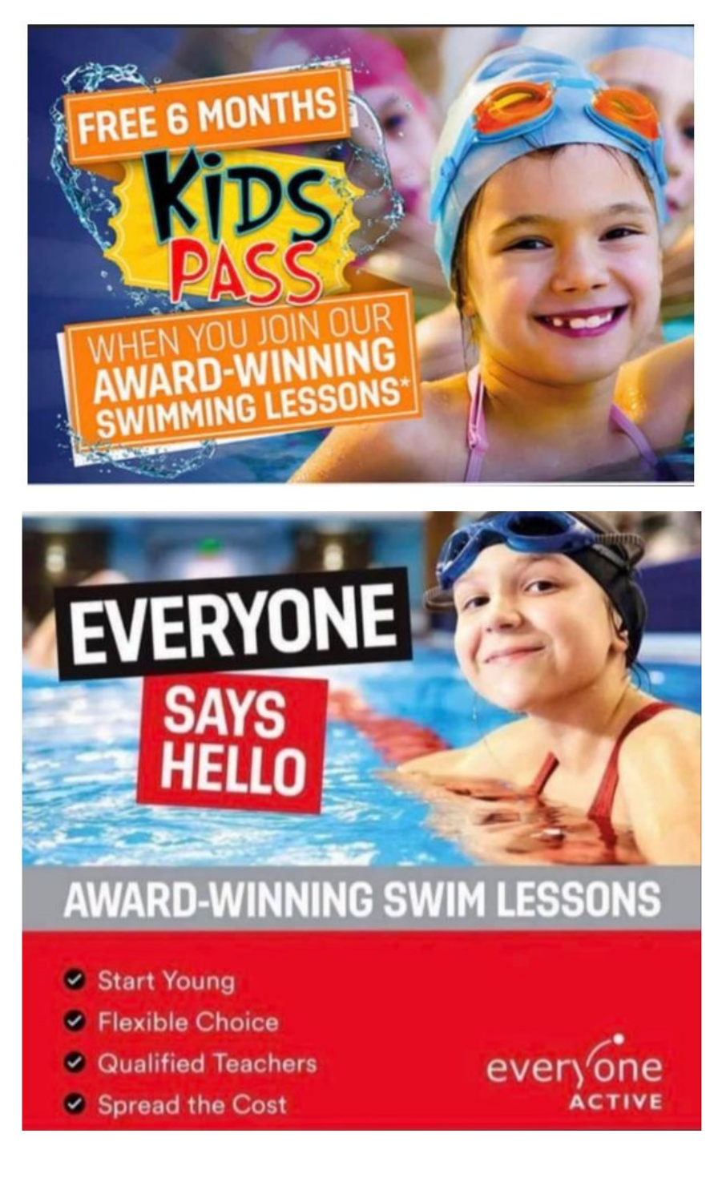FREE 6 MONTHS

KIDS PASS

WHEN YOU JOIN OUR AWARD-WINNING SWIMMING LESSONS*

# EVERYONE SAYS HELLO

## AWARD-WINNING SWIM LESSONS

- Start Young
- Flexible Choice
- Qualified Teachers
- Spread the Cost

everyone ACTIVE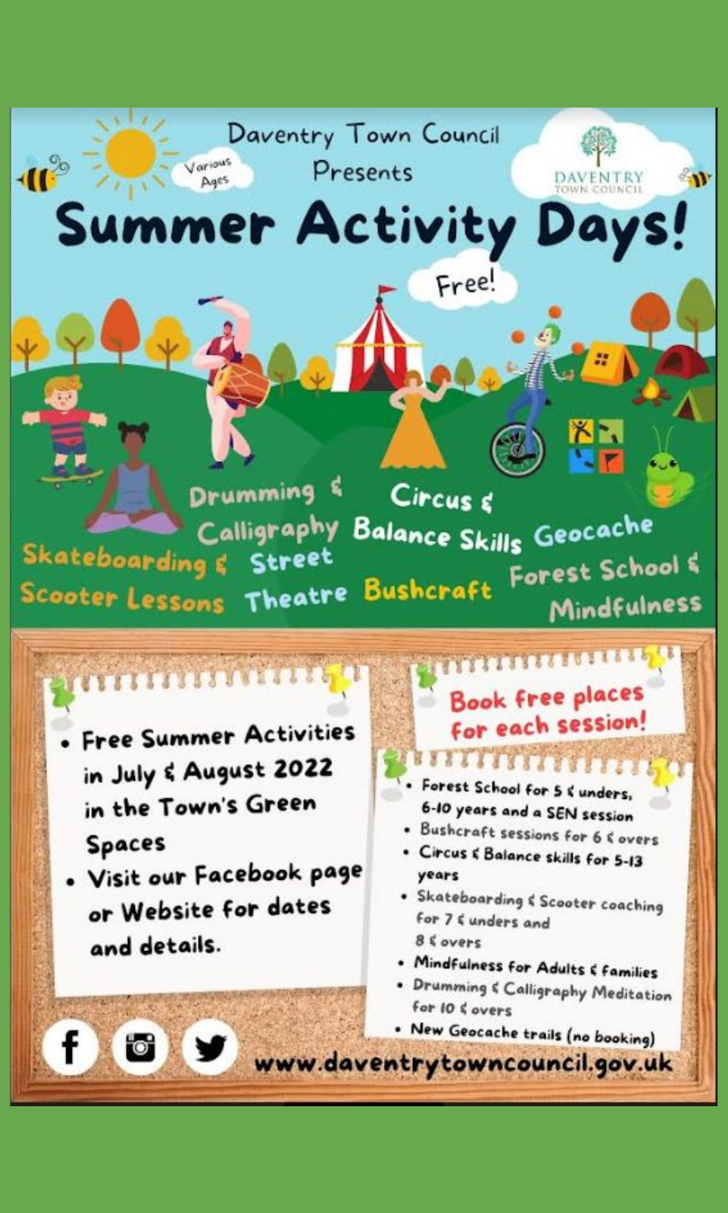Daventry Town Council Presents

Various Ages

DAVENTRY TOWN COUNCIL

# Summer Activity Days!

Free!

Drumming & Calligraphy

Circus & Balance Skills

Geocache

Skateboarding & Scooter Lessons

Street Theatre

Bushcraft

Forest School & Mindfulness

- Free Summer Activities in July & August 2022 in the Town's Green Spaces
- Visit our Facebook page or Website for dates and details.

**Book free places for each session!**

- Forest School for 5 & unders, 6-10 years and a SEN session
- Bushcraft sessions for 6 & overs
- Circus & Balance skills for 5-13 years
- Skateboarding & Scooter coaching for 7 & unders and 8 & overs
- Mindfulness for Adults & families
- Drumming & Calligraphy Meditation for 10 & overs
- New Geocache trails (no booking)

www.daventrytowncouncil.gov.uk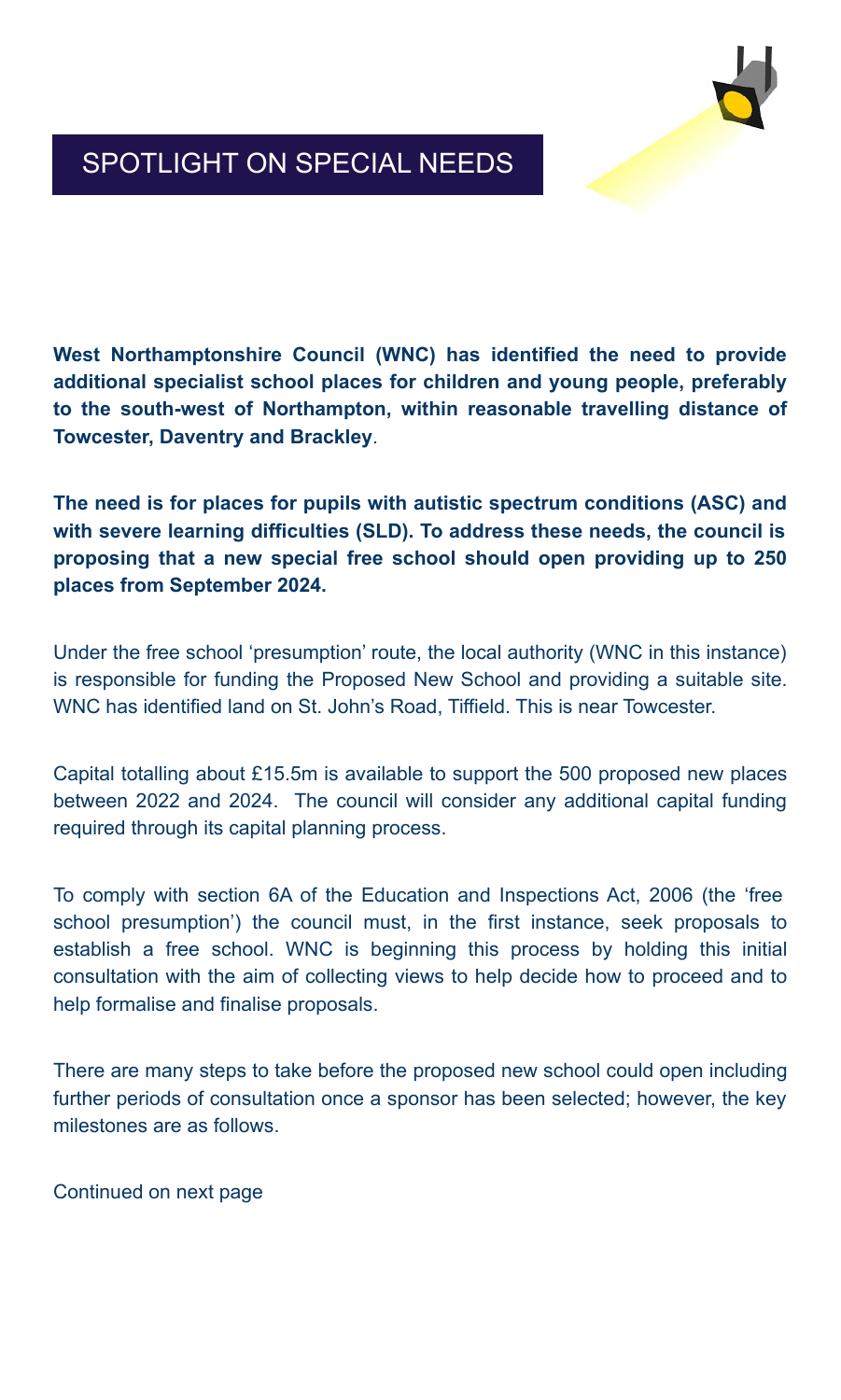# SPOTLIGHT ON SPECIAL NEEDS

**West Northamptonshire Council (WNC) has identified the need to provide additional specialist school places for children and young people, preferably to the south-west of Northampton, within reasonable travelling distance of Towcester, Daventry and Brackley**.

**The need is for places for pupils with autistic spectrum conditions (ASC) and with severe learning difficulties (SLD). To address these needs, the council is proposing that a new special free school should open providing up to 250 places from September 2024.**

Under the free school 'presumption' route, the local authority (WNC in this instance) is responsible for funding the Proposed New School and providing a suitable site. WNC has identified land on St. John's Road, Tiffield. This is near Towcester.

Capital totalling about £15.5m is available to support the 500 proposed new places between 2022 and 2024. The council will consider any additional capital funding required through its capital planning process.

To comply with section 6A of the Education and Inspections Act, 2006 (the 'free school presumption') the council must, in the first instance, seek proposals to establish a free school. WNC is beginning this process by holding this initial consultation with the aim of collecting views to help decide how to proceed and to help formalise and finalise proposals.

There are many steps to take before the proposed new school could open including further periods of consultation once a sponsor has been selected; however, the key milestones are as follows.

Continued on next page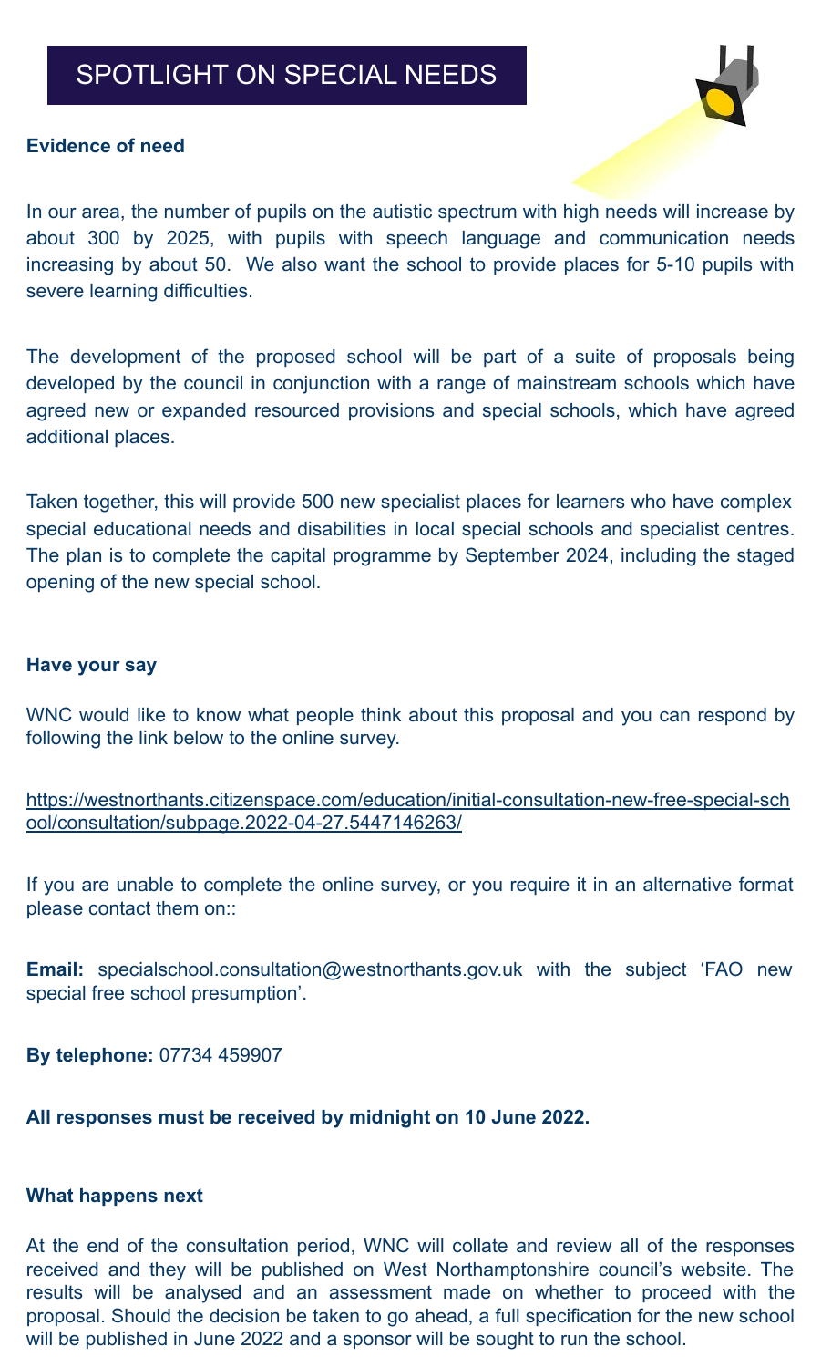# SPOTLIGHT ON SPECIAL NEEDS

**Evidence of need**

In our area, the number of pupils on the autistic spectrum with high needs will increase by about 300 by 2025, with pupils with speech language and communication needs increasing by about 50. We also want the school to provide places for 5-10 pupils with severe learning difficulties.

The development of the proposed school will be part of a suite of proposals being developed by the council in conjunction with a range of mainstream schools which have agreed new or expanded resourced provisions and special schools, which have agreed additional places.

Taken together, this will provide 500 new specialist places for learners who have complex special educational needs and disabilities in local special schools and specialist centres. The plan is to complete the capital programme by September 2024, including the staged opening of the new special school.

**Have your say**

WNC would like to know what people think about this proposal and you can respond by following the link below to the online survey.

https://westnorthants.citizenspace.com/education/initial-consultation-new-free-special-school/consultation/subpage.2022-04-27.5447146263/

If you are unable to complete the online survey, or you require it in an alternative format please contact them on::

**Email:** specialschool.consultation@westnorthants.gov.uk with the subject 'FAO new special free school presumption'.

**By telephone:** 07734 459907

**All responses must be received by midnight on 10 June 2022.**

**What happens next**

At the end of the consultation period, WNC will collate and review all of the responses received and they will be published on West Northamptonshire council's website. The results will be analysed and an assessment made on whether to proceed with the proposal. Should the decision be taken to go ahead, a full specification for the new school will be published in June 2022 and a sponsor will be sought to run the school.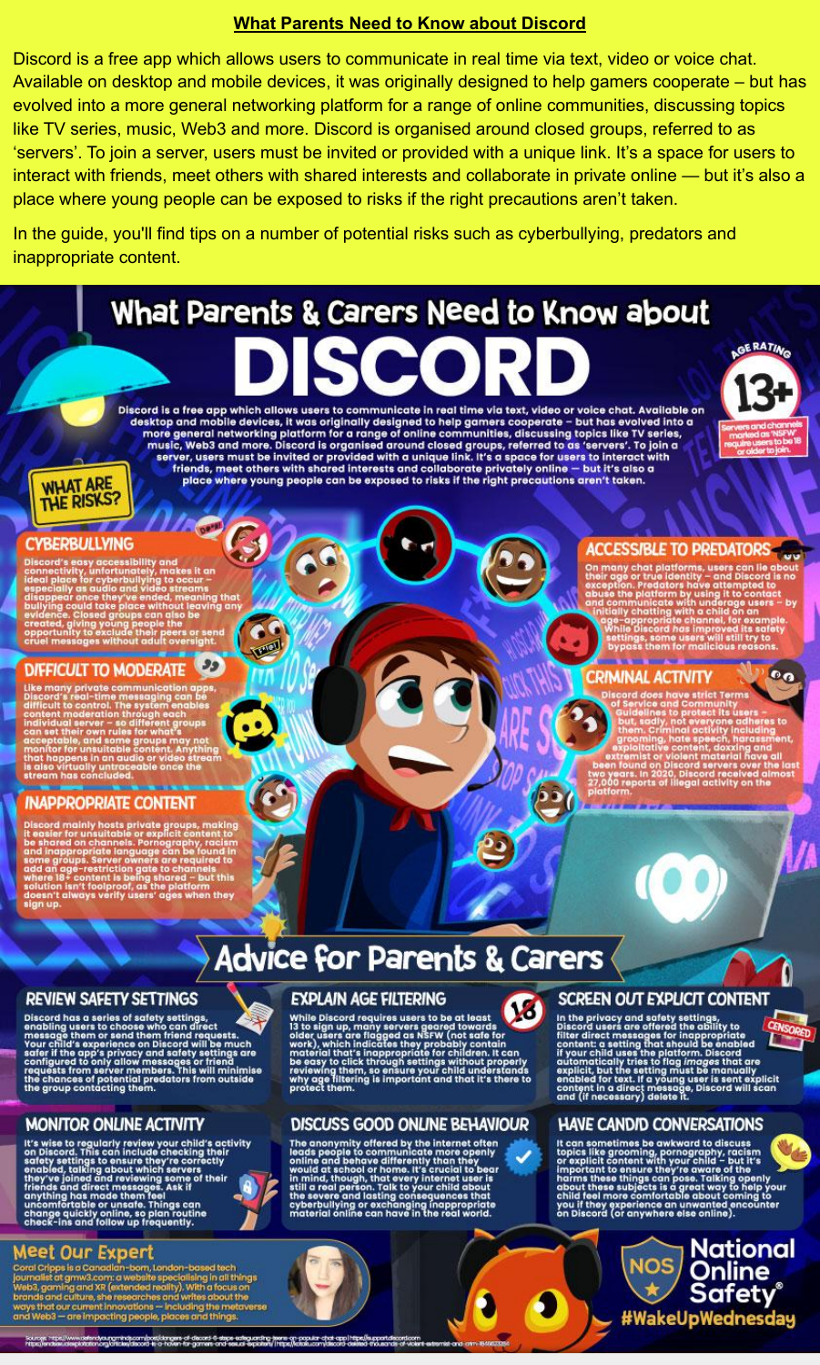# What Parents Need to Know about Discord

Discord is a free app which allows users to communicate in real time via text, video or voice chat. Available on desktop and mobile devices, it was originally designed to help gamers cooperate – but has evolved into a more general networking platform for a range of online communities, discussing topics like TV series, music, Web3 and more. Discord is organised around closed groups, referred to as 'servers'. To join a server, users must be invited or provided with a unique link. It's a space for users to interact with friends, meet others with shared interests and collaborate in private online — but it's also a place where young people can be exposed to risks if the right precautions aren't taken.

In the guide, you'll find tips on a number of potential risks such as cyberbullying, predators and inappropriate content.

# What Parents & Carers Need to Know about DISCORD

AGE RATING 13+

Servers and channels marked as 'NSFW' require users to be 18 or older to join.

Discord is a free app which allows users to communicate in real time via text, video or voice chat. Available on desktop and mobile devices, it was originally designed to help gamers cooperate – but has evolved into a more general networking platform for a range of online communities, discussing topics like TV series, music, Web3 and more. Discord is organised around closed groups, referred to as 'servers'. To join a server, users must be invited or provided with a unique link. It's a space for users to interact with friends, meet others with shared interests and collaborate privately online — but it's also a place where young people can be exposed to risks if the right precautions aren't taken.

## WHAT ARE THE RISKS?

### CYBERBULLYING

Discord's easy accessibility and connectivity, unfortunately, makes it an ideal place for cyberbullying to occur – especially as audio and video streams disappear once they've ended, meaning that bullying could take place without leaving any evidence. Closed groups can also be created, giving young people the opportunity to exclude their peers or send cruel messages without adult oversight.

### DIFFICULT TO MODERATE

Like many private communication apps, Discord's real-time messaging can be difficult to control. The system enables content moderation through each individual server – so different groups can set their own rules for what's acceptable, and some groups may not monitor for unsuitable content. Anything that happens in an audio or video stream is also virtually untraceable once the stream has concluded.

### INAPPROPRIATE CONTENT

Discord mainly hosts private groups, making it easier for unsuitable or explicit content to be shared on channels. Pornography, racism and inappropriate language can be found in some groups. Server owners are required to add an age-restriction gate to channels where 18+ content is being shared – but this solution isn't foolproof, as the platform doesn't always verify users' ages when they sign up.

### ACCESSIBLE TO PREDATORS

On many chat platforms, users can lie about their age or true identity – and Discord is no exception. Predators have attempted to abuse the platform by using it to contact and communicate with underage users – by initially chatting with a child on an age-appropriate channel, for example. While Discord has improved its safety settings, some users will still try to bypass them for malicious reasons.

### CRIMINAL ACTIVITY

Discord does have strict Terms of Service and Community Guidelines to protect its users – but, sadly, not everyone adheres to them. Criminal activity including grooming, hate speech, harassment, exploitative content, doxxing and extremist or violent material have all been found on Discord servers over the last two years. In 2020, Discord received almost 27,000 reports of illegal activity on the platform.

## Advice for Parents & Carers

### REVIEW SAFETY SETTINGS

Discord has a series of safety settings, enabling users to choose who can direct message them or send them friend requests. Your child's experience on Discord will be much safer if the app's privacy and safety settings are configured to only allow messages or friend requests from server members. This will minimise the chances of potential predators from outside the group contacting them.

### EXPLAIN AGE FILTERING

While Discord requires users to be at least 13 to sign up, many servers geared towards older users are flagged as NSFW (not safe for work), which indicates they probably contain material that's inappropriate for children. It can be easy to click through settings without properly reviewing them, so ensure your child understands why age filtering is important and that it's there to protect them.

### SCREEN OUT EXPLICIT CONTENT

In the privacy and safety settings, Discord users are offered the ability to filter direct messages for inappropriate content: a setting that should be enabled if your child uses the platform. Discord automatically tries to flag images that are explicit, but the setting must be manually enabled for text. If a young user is sent explicit content in a direct message, Discord will scan and (if necessary) delete it.

### MONITOR ONLINE ACTIVITY

It's wise to regularly review your child's activity on Discord. This can include checking their safety settings to ensure they're correctly enabled, talking about which servers they've joined and reviewing some of their friends and direct messages. Ask if anything has made them feel uncomfortable or unsafe. Things can change quickly online, so plan routine check-ins and follow up frequently.

### DISCUSS GOOD ONLINE BEHAVIOUR

The anonymity offered by the internet often leads people to communicate more openly online and behave differently than they would at school or home. It's crucial to bear in mind, though, that every internet user is still a real person. Talk to your child about the severe and lasting consequences that cyberbullying or exchanging inappropriate material online can have in the real world.

### HAVE CANDID CONVERSATIONS

It can sometimes be awkward to discuss topics like grooming, pornography, racism or explicit content with your child – but it's important to ensure they're aware of the harms these things can pose. Talking openly about these subjects is a great way to help your child feel more comfortable about coming to you if they experience an unwanted encounter on Discord (or anywhere else online).

## Meet Our Expert

Coral Cripps is a Canadian-born, London-based tech journalist at gmw3.com: a website specialising in all things Web3, gaming and XR (extended reality). With a focus on brands and culture, she researches and writes about the ways that our current innovations – including the metaverse and Web3 – are impacting people, places and things.

National Online Safety
#WakeUpWednesday

Sources: https://www.defendyoungminds.com/post/dangers-of-discord-6-steps-safeguarding-teens-on-popular-chat-app | https://support.discord.com https://endsexualexploitation.org/articles/discord-is-a-haven-for-gamers-and-sexual-exploiters/ | https://totally.com/discord-deleted-thousands-of-violent-extremist-and-crim-1845623284